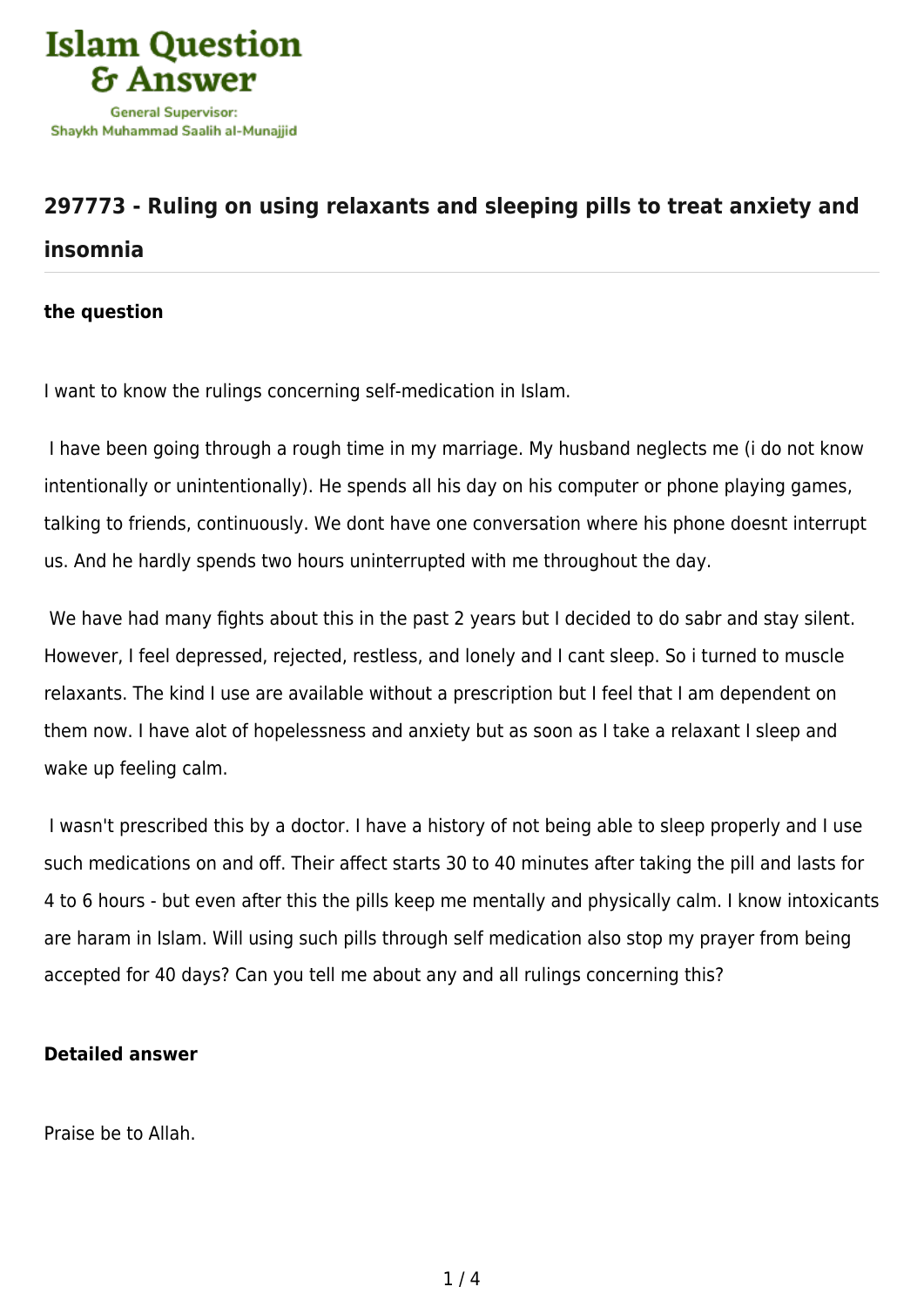Islam Question & Answer

General Supervisor: Shaykh Muhammad Saalih al-Munajjid

## 297773 - Ruling on using relaxants and sleeping pills to treat anxiety and insomnia

### the question

I want to know the rulings concerning self-medication in Islam.

I have been going through a rough time in my marriage. My husband neglects me (i do not know intentionally or unintentionally). He spends all his day on his computer or phone playing games, talking to friends, continuously. We dont have one conversation where his phone doesnt interrupt us. And he hardly spends two hours uninterrupted with me throughout the day.

We have had many fights about this in the past 2 years but I decided to do sabr and stay silent. However, I feel depressed, rejected, restless, and lonely and I cant sleep. So i turned to muscle relaxants. The kind I use are available without a prescription but I feel that I am dependent on them now. I have alot of hopelessness and anxiety but as soon as I take a relaxant I sleep and wake up feeling calm.

I wasn't prescribed this by a doctor. I have a history of not being able to sleep properly and I use such medications on and off. Their affect starts 30 to 40 minutes after taking the pill and lasts for 4 to 6 hours - but even after this the pills keep me mentally and physically calm. I know intoxicants are haram in Islam. Will using such pills through self medication also stop my prayer from being accepted for 40 days? Can you tell me about any and all rulings concerning this?

### Detailed answer

Praise be to Allah.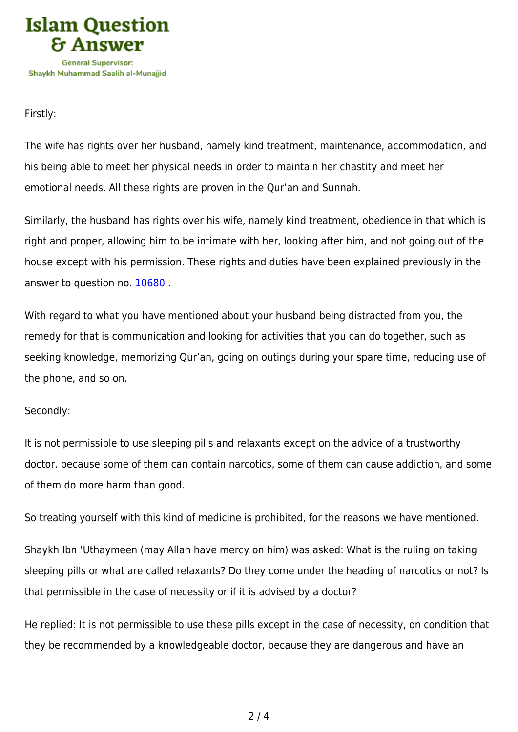Firstly:

The wife has rights over her husband, namely kind treatment, maintenance, accommodation, and his being able to meet her physical needs in order to maintain her chastity and meet her emotional needs. All these rights are proven in the Qur'an and Sunnah.

Similarly, the husband has rights over his wife, namely kind treatment, obedience in that which is right and proper, allowing him to be intimate with her, looking after him, and not going out of the house except with his permission. These rights and duties have been explained previously in the answer to question no. 10680 .

With regard to what you have mentioned about your husband being distracted from you, the remedy for that is communication and looking for activities that you can do together, such as seeking knowledge, memorizing Qur'an, going on outings during your spare time, reducing use of the phone, and so on.

Secondly:

It is not permissible to use sleeping pills and relaxants except on the advice of a trustworthy doctor, because some of them can contain narcotics, some of them can cause addiction, and some of them do more harm than good.

So treating yourself with this kind of medicine is prohibited, for the reasons we have mentioned.

Shaykh Ibn 'Uthaymeen (may Allah have mercy on him) was asked: What is the ruling on taking sleeping pills or what are called relaxants? Do they come under the heading of narcotics or not? Is that permissible in the case of necessity or if it is advised by a doctor?

He replied: It is not permissible to use these pills except in the case of necessity, on condition that they be recommended by a knowledgeable doctor, because they are dangerous and have an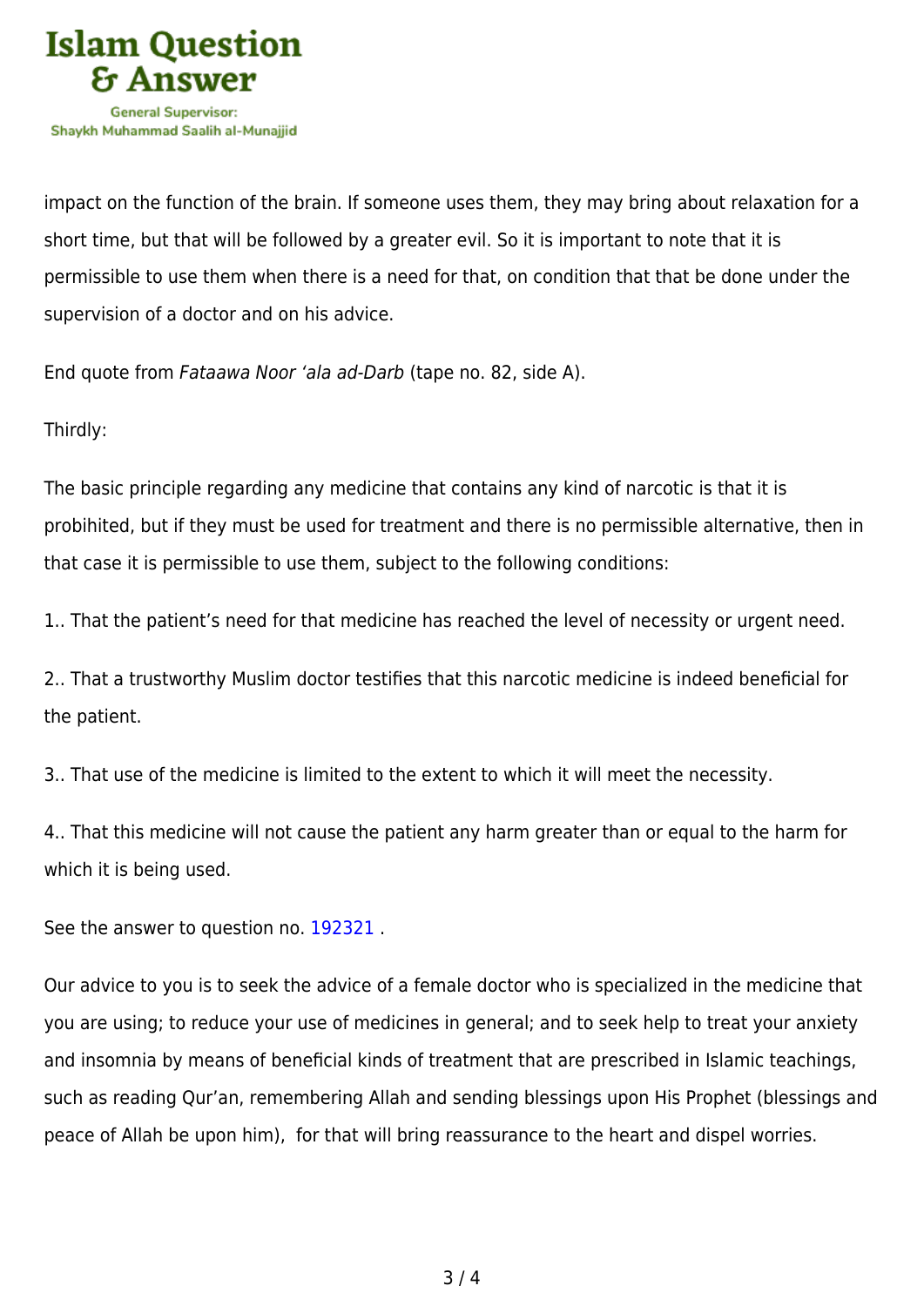impact on the function of the brain. If someone uses them, they may bring about relaxation for a short time, but that will be followed by a greater evil. So it is important to note that it is permissible to use them when there is a need for that, on condition that that be done under the supervision of a doctor and on his advice.

End quote from *Fataawa Noor 'ala ad-Darb* (tape no. 82, side A).

Thirdly:

The basic principle regarding any medicine that contains any kind of narcotic is that it is probihited, but if they must be used for treatment and there is no permissible alternative, then in that case it is permissible to use them, subject to the following conditions:

1.. That the patient's need for that medicine has reached the level of necessity or urgent need.

2.. That a trustworthy Muslim doctor testifies that this narcotic medicine is indeed beneficial for the patient.

3.. That use of the medicine is limited to the extent to which it will meet the necessity.

4.. That this medicine will not cause the patient any harm greater than or equal to the harm for which it is being used.

See the answer to question no. 192321 .

Our advice to you is to seek the advice of a female doctor who is specialized in the medicine that you are using; to reduce your use of medicines in general; and to seek help to treat your anxiety and insomnia by means of beneficial kinds of treatment that are prescribed in Islamic teachings, such as reading Qur'an, remembering Allah and sending blessings upon His Prophet (blessings and peace of Allah be upon him), for that will bring reassurance to the heart and dispel worries.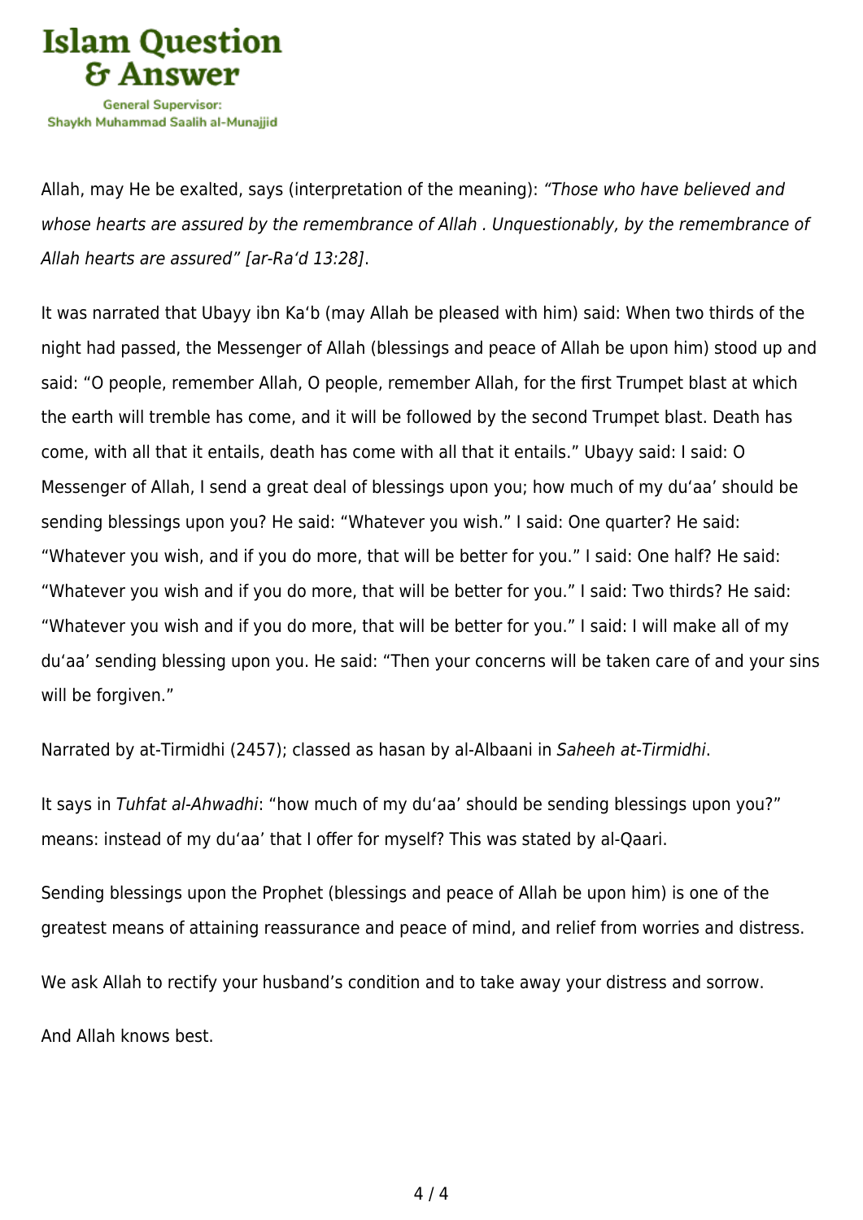Allah, may He be exalted, says (interpretation of the meaning): *"Those who have believed and whose hearts are assured by the remembrance of Allah . Unquestionably, by the remembrance of Allah hearts are assured" [ar-Ra'd 13:28]*.

It was narrated that Ubayy ibn Ka'b (may Allah be pleased with him) said: When two thirds of the night had passed, the Messenger of Allah (blessings and peace of Allah be upon him) stood up and said: "O people, remember Allah, O people, remember Allah, for the first Trumpet blast at which the earth will tremble has come, and it will be followed by the second Trumpet blast. Death has come, with all that it entails, death has come with all that it entails." Ubayy said: I said: O Messenger of Allah, I send a great deal of blessings upon you; how much of my du'aa' should be sending blessings upon you? He said: "Whatever you wish." I said: One quarter? He said: "Whatever you wish, and if you do more, that will be better for you." I said: One half? He said: "Whatever you wish and if you do more, that will be better for you." I said: Two thirds? He said: "Whatever you wish and if you do more, that will be better for you." I said: I will make all of my du'aa' sending blessing upon you. He said: "Then your concerns will be taken care of and your sins will be forgiven."

Narrated by at-Tirmidhi (2457); classed as hasan by al-Albaani in *Saheeh at-Tirmidhi*.

It says in *Tuhfat al-Ahwadhi*: "how much of my du'aa' should be sending blessings upon you?" means: instead of my du'aa' that I offer for myself? This was stated by al-Qaari.

Sending blessings upon the Prophet (blessings and peace of Allah be upon him) is one of the greatest means of attaining reassurance and peace of mind, and relief from worries and distress.

We ask Allah to rectify your husband's condition and to take away your distress and sorrow.

And Allah knows best.